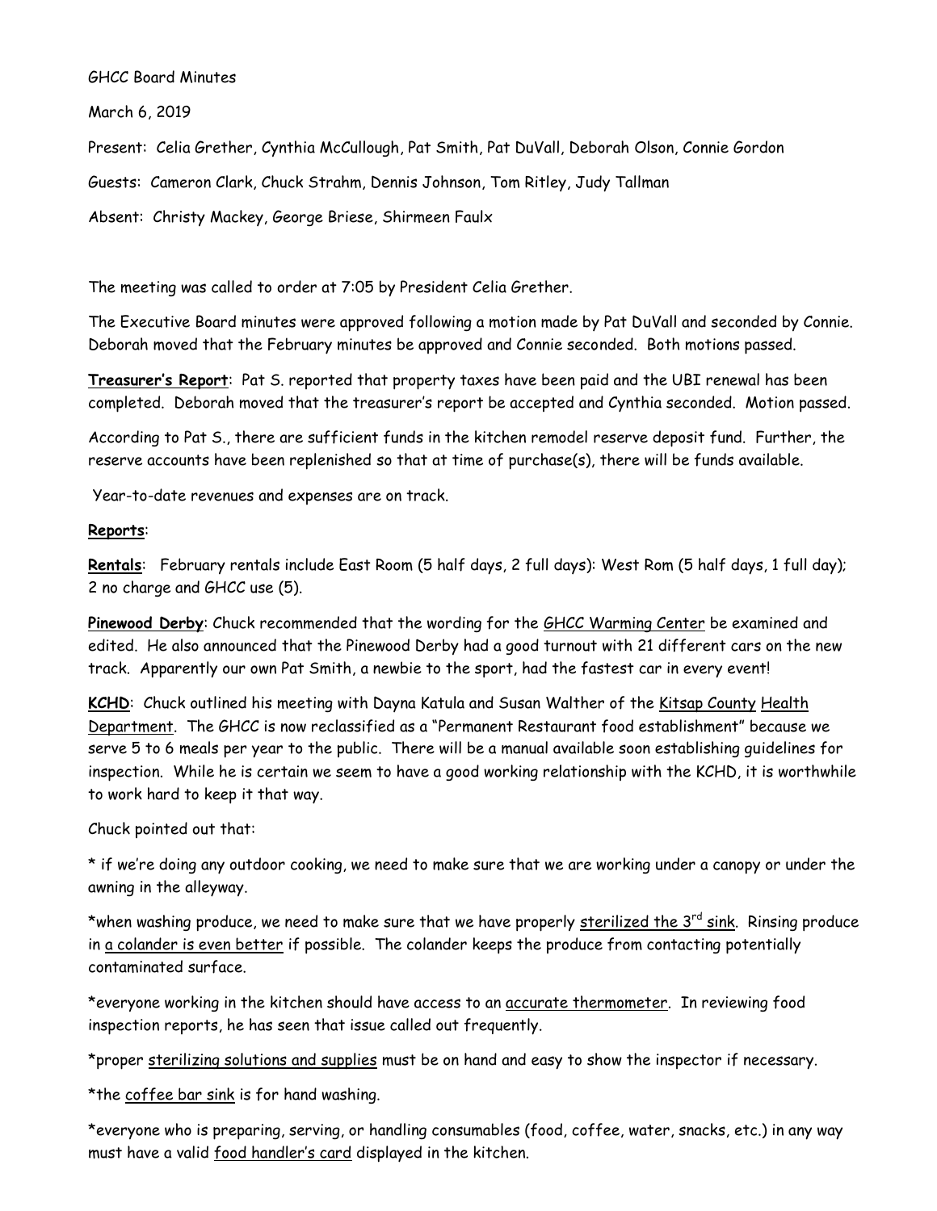GHCC Board Minutes

March 6, 2019

Present: Celia Grether, Cynthia McCullough, Pat Smith, Pat DuVall, Deborah Olson, Connie Gordon

Guests: Cameron Clark, Chuck Strahm, Dennis Johnson, Tom Ritley, Judy Tallman

Absent: Christy Mackey, George Briese, Shirmeen Faulx

The meeting was called to order at 7:05 by President Celia Grether.

The Executive Board minutes were approved following a motion made by Pat DuVall and seconded by Connie. Deborah moved that the February minutes be approved and Connie seconded. Both motions passed.

**Treasurer's Report**: Pat S. reported that property taxes have been paid and the UBI renewal has been completed. Deborah moved that the treasurer's report be accepted and Cynthia seconded. Motion passed.

According to Pat S., there are sufficient funds in the kitchen remodel reserve deposit fund. Further, the reserve accounts have been replenished so that at time of purchase(s), there will be funds available.

Year-to-date revenues and expenses are on track.

**Reports**:

**Rentals**: February rentals include East Room (5 half days, 2 full days): West Rom (5 half days, 1 full day); 2 no charge and GHCC use (5).

**Pinewood Derby**: Chuck recommended that the wording for the GHCC Warming Center be examined and edited. He also announced that the Pinewood Derby had a good turnout with 21 different cars on the new track. Apparently our own Pat Smith, a newbie to the sport, had the fastest car in every event!

**KCHD**: Chuck outlined his meeting with Dayna Katula and Susan Walther of the Kitsap County Health Department. The GHCC is now reclassified as a "Permanent Restaurant food establishment" because we serve 5 to 6 meals per year to the public. There will be a manual available soon establishing guidelines for inspection. While he is certain we seem to have a good working relationship with the KCHD, it is worthwhile to work hard to keep it that way.

Chuck pointed out that:

* if we're doing any outdoor cooking, we need to make sure that we are working under a canopy or under the awning in the alleyway.

*when washing produce, we need to make sure that we have properly sterilized the 3rd sink. Rinsing produce in a colander is even better if possible. The colander keeps the produce from contacting potentially contaminated surface.

*everyone working in the kitchen should have access to an accurate thermometer. In reviewing food inspection reports, he has seen that issue called out frequently.

*proper sterilizing solutions and supplies must be on hand and easy to show the inspector if necessary.

*the coffee bar sink is for hand washing.

*everyone who is preparing, serving, or handling consumables (food, coffee, water, snacks, etc.) in any way must have a valid food handler's card displayed in the kitchen.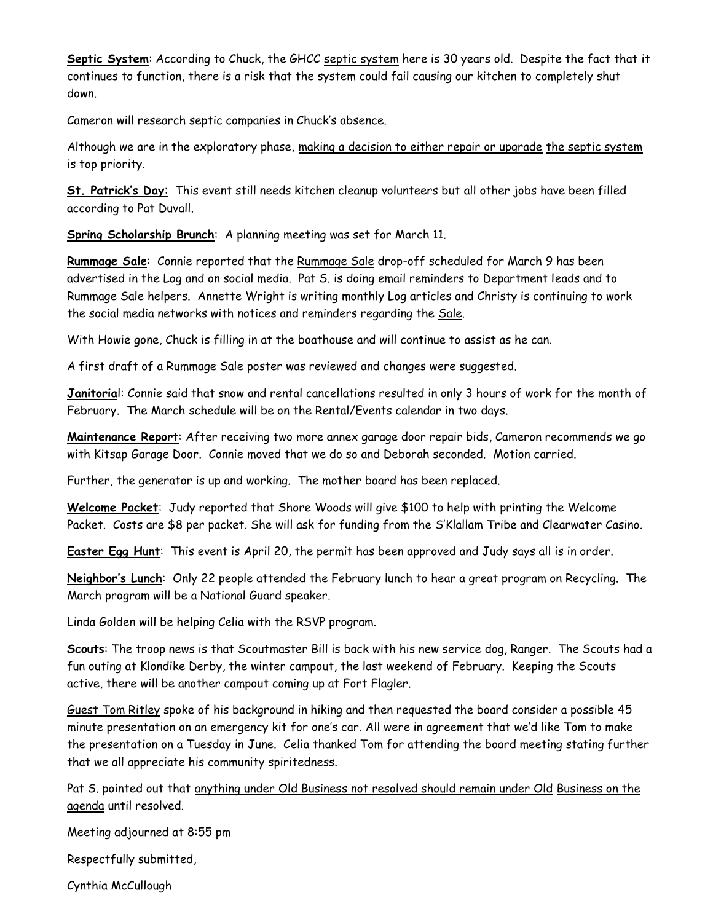**Septic System**: According to Chuck, the GHCC septic system here is 30 years old. Despite the fact that it continues to function, there is a risk that the system could fail causing our kitchen to completely shut down.

Cameron will research septic companies in Chuck's absence.

Although we are in the exploratory phase, making a decision to either repair or upgrade the septic system is top priority.

**St. Patrick's Day**: This event still needs kitchen cleanup volunteers but all other jobs have been filled according to Pat Duvall.

**Spring Scholarship Brunch**: A planning meeting was set for March 11.

**Rummage Sale**: Connie reported that the Rummage Sale drop-off scheduled for March 9 has been advertised in the Log and on social media. Pat S. is doing email reminders to Department leads and to Rummage Sale helpers. Annette Wright is writing monthly Log articles and Christy is continuing to work the social media networks with notices and reminders regarding the Sale.

With Howie gone, Chuck is filling in at the boathouse and will continue to assist as he can.

A first draft of a Rummage Sale poster was reviewed and changes were suggested.

**Janitorial**: Connie said that snow and rental cancellations resulted in only 3 hours of work for the month of February. The March schedule will be on the Rental/Events calendar in two days.

**Maintenance Report**: After receiving two more annex garage door repair bids, Cameron recommends we go with Kitsap Garage Door. Connie moved that we do so and Deborah seconded. Motion carried.

Further, the generator is up and working. The mother board has been replaced.

**Welcome Packet**: Judy reported that Shore Woods will give $100 to help with printing the Welcome Packet. Costs are $8 per packet. She will ask for funding from the S'Klallam Tribe and Clearwater Casino.

**Easter Egg Hunt**: This event is April 20, the permit has been approved and Judy says all is in order.

**Neighbor's Lunch**: Only 22 people attended the February lunch to hear a great program on Recycling. The March program will be a National Guard speaker.

Linda Golden will be helping Celia with the RSVP program.

**Scouts**: The troop news is that Scoutmaster Bill is back with his new service dog, Ranger. The Scouts had a fun outing at Klondike Derby, the winter campout, the last weekend of February. Keeping the Scouts active, there will be another campout coming up at Fort Flagler.

Guest Tom Ritley spoke of his background in hiking and then requested the board consider a possible 45 minute presentation on an emergency kit for one's car. All were in agreement that we'd like Tom to make the presentation on a Tuesday in June. Celia thanked Tom for attending the board meeting stating further that we all appreciate his community spiritedness.

Pat S. pointed out that anything under Old Business not resolved should remain under Old Business on the agenda until resolved.

Meeting adjourned at 8:55 pm

Respectfully submitted,

Cynthia McCullough